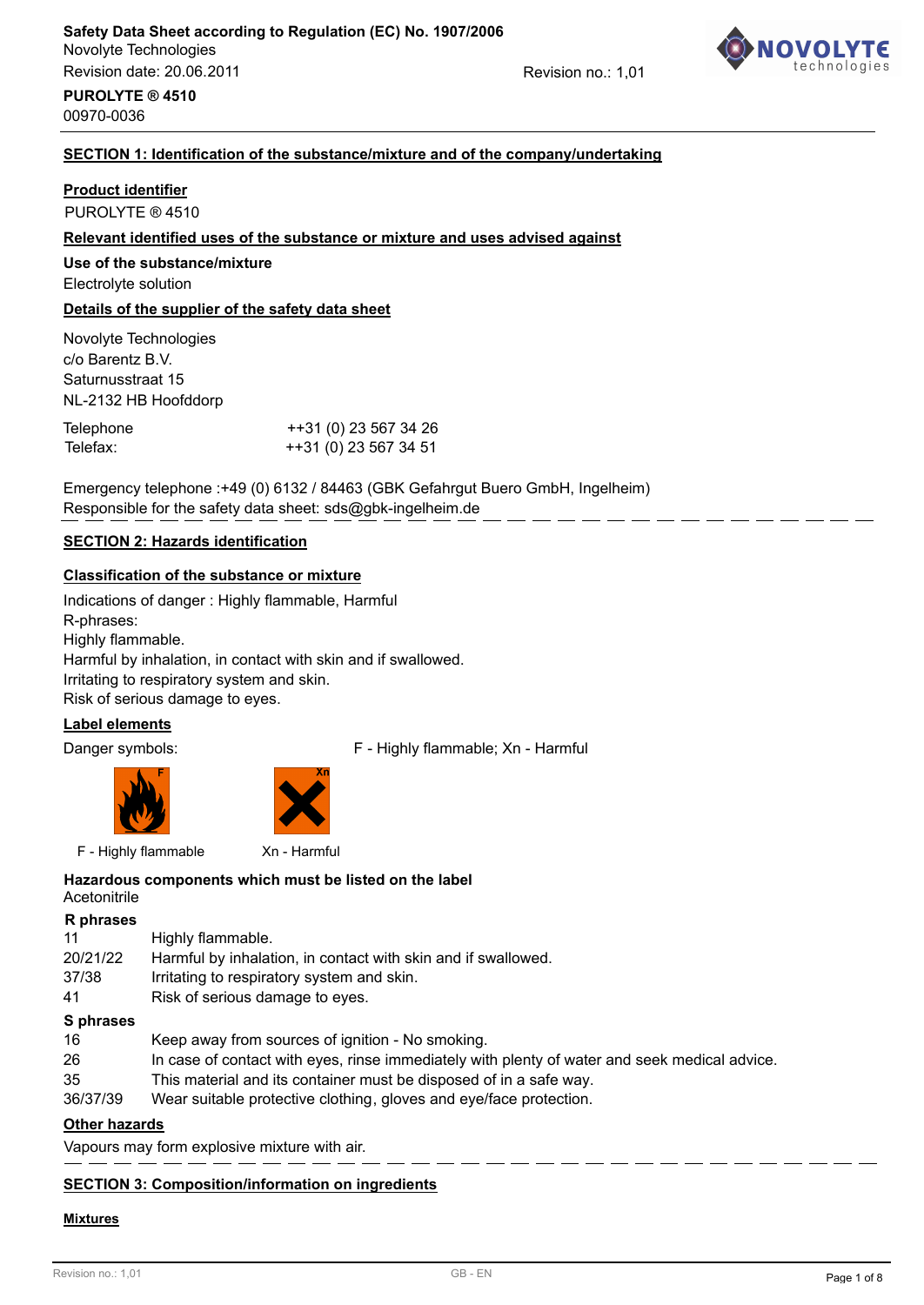**Safety Data Sheet according to Regulation (EC) No. 1907/2006**
Novolyte Technologies
Revision date: 20.06.2011 Revision no.: 1,01

**PUROLYTE ® 4510**
00970-0036

## SECTION 1: Identification of the substance/mixture and of the company/undertaking

### Product identifier

PUROLYTE ® 4510

### Relevant identified uses of the substance or mixture and uses advised against

**Use of the substance/mixture**

Electrolyte solution

### Details of the supplier of the safety data sheet

Novolyte Technologies
c/o Barentz B.V.
Saturnusstraat 15
NL-2132 HB Hoofddorp

| | |
|---|---|
| Telephone | ++31 (0) 23 567 34 26 |
| Telefax: | ++31 (0) 23 567 34 51 |

Emergency telephone :+49 (0) 6132 / 84463 (GBK Gefahrgut Buero GmbH, Ingelheim)
Responsible for the safety data sheet: sds@gbk-ingelheim.de

## SECTION 2: Hazards identification

### Classification of the substance or mixture

Indications of danger : Highly flammable, Harmful
R-phrases:
Highly flammable.
Harmful by inhalation, in contact with skin and if swallowed.
Irritating to respiratory system and skin.
Risk of serious damage to eyes.

### Label elements

Danger symbols: F - Highly flammable; Xn - Harmful

F - Highly flammable Xn - Harmful

**Hazardous components which must be listed on the label**
Acetonitrile

**R phrases**

| | |
|---|---|
| 11 | Highly flammable. |
| 20/21/22 | Harmful by inhalation, in contact with skin and if swallowed. |
| 37/38 | Irritating to respiratory system and skin. |
| 41 | Risk of serious damage to eyes. |

**S phrases**

| | |
|---|---|
| 16 | Keep away from sources of ignition - No smoking. |
| 26 | In case of contact with eyes, rinse immediately with plenty of water and seek medical advice. |
| 35 | This material and its container must be disposed of in a safe way. |
| 36/37/39 | Wear suitable protective clothing, gloves and eye/face protection. |

### Other hazards

Vapours may form explosive mixture with air.

## SECTION 3: Composition/information on ingredients

### Mixtures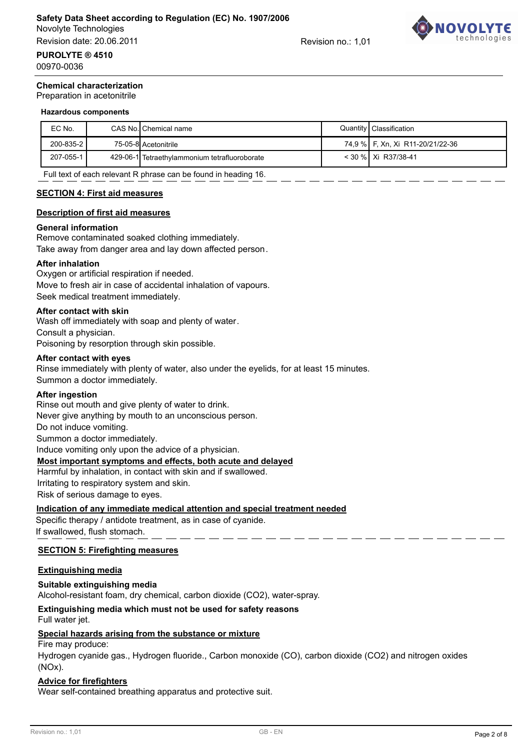## Chemical characterization

Preparation in acetonitrile

### Hazardous components

| EC No. | CAS No. | Chemical name | Quantity | Classification |
|---|---|---|---|---|
| 200-835-2 | 75-05-8 | Acetonitrile | 74,9 % | F, Xn, Xi R11-20/21/22-36 |
| 207-055-1 | 429-06-1 | Tetraethylammonium tetrafluoroborate | < 30 % | Xi R37/38-41 |

Full text of each relevant R phrase can be found in heading 16.

## SECTION 4: First aid measures

### Description of first aid measures

**General information**

Remove contaminated soaked clothing immediately.
Take away from danger area and lay down affected person.

**After inhalation**

Oxygen or artificial respiration if needed.
Move to fresh air in case of accidental inhalation of vapours.
Seek medical treatment immediately.

**After contact with skin**

Wash off immediately with soap and plenty of water.
Consult a physician.
Poisoning by resorption through skin possible.

**After contact with eyes**

Rinse immediately with plenty of water, also under the eyelids, for at least 15 minutes.
Summon a doctor immediately.

**After ingestion**

Rinse out mouth and give plenty of water to drink.
Never give anything by mouth to an unconscious person.
Do not induce vomiting.
Summon a doctor immediately.
Induce vomiting only upon the advice of a physician.

### Most important symptoms and effects, both acute and delayed

Harmful by inhalation, in contact with skin and if swallowed.
Irritating to respiratory system and skin.
Risk of serious damage to eyes.

### Indication of any immediate medical attention and special treatment needed

Specific therapy / antidote treatment, as in case of cyanide.
If swallowed, flush stomach.

## SECTION 5: Firefighting measures

### Extinguishing media

**Suitable extinguishing media**

Alcohol-resistant foam, dry chemical, carbon dioxide ($CO_2$), water-spray.

**Extinguishing media which must not be used for safety reasons**

Full water jet.

### Special hazards arising from the substance or mixture

Fire may produce:
Hydrogen cyanide gas., Hydrogen fluoride., Carbon monoxide (CO), carbon dioxide ($CO_2$) and nitrogen oxides ($NO_x$).

### Advice for firefighters

Wear self-contained breathing apparatus and protective suit.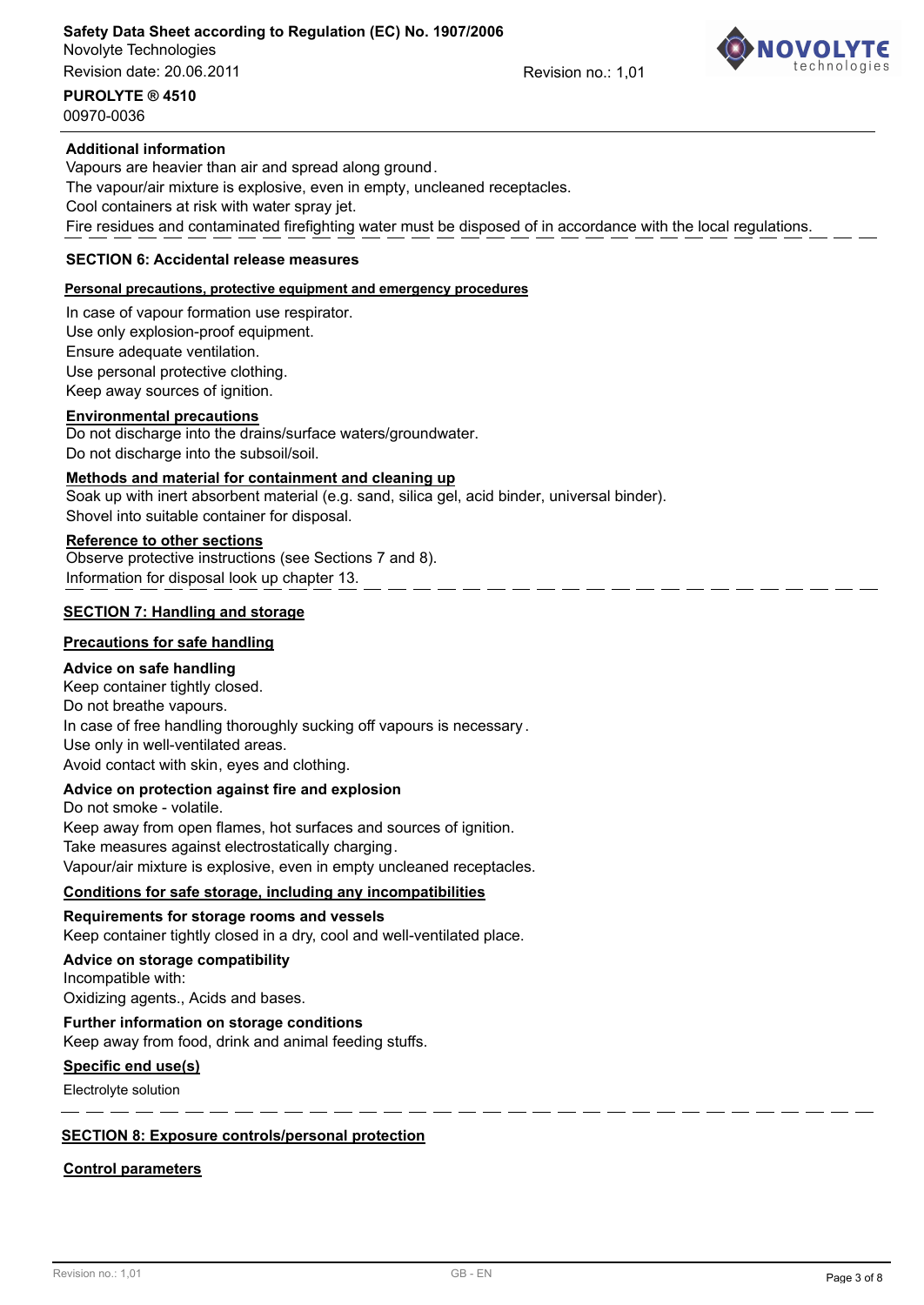**Additional information**

Vapours are heavier than air and spread along ground.
The vapour/air mixture is explosive, even in empty, uncleaned receptacles.
Cool containers at risk with water spray jet.
Fire residues and contaminated firefighting water must be disposed of in accordance with the local regulations.

## SECTION 6: Accidental release measures

**Personal precautions, protective equipment and emergency procedures**

In case of vapour formation use respirator.
Use only explosion-proof equipment.
Ensure adequate ventilation.
Use personal protective clothing.
Keep away sources of ignition.

**Environmental precautions**

Do not discharge into the drains/surface waters/groundwater.
Do not discharge into the subsoil/soil.

**Methods and material for containment and cleaning up**

Soak up with inert absorbent material (e.g. sand, silica gel, acid binder, universal binder).
Shovel into suitable container for disposal.

**Reference to other sections**

Observe protective instructions (see Sections 7 and 8).
Information for disposal look up chapter 13.

## SECTION 7: Handling and storage

**Precautions for safe handling**

**Advice on safe handling**

Keep container tightly closed.
Do not breathe vapours.
In case of free handling thoroughly sucking off vapours is necessary.
Use only in well-ventilated areas.
Avoid contact with skin, eyes and clothing.

**Advice on protection against fire and explosion**

Do not smoke - volatile.
Keep away from open flames, hot surfaces and sources of ignition.
Take measures against electrostatically charging.
Vapour/air mixture is explosive, even in empty uncleaned receptacles.

**Conditions for safe storage, including any incompatibilities**

**Requirements for storage rooms and vessels**

Keep container tightly closed in a dry, cool and well-ventilated place.

**Advice on storage compatibility**

Incompatible with:
Oxidizing agents., Acids and bases.

**Further information on storage conditions**

Keep away from food, drink and animal feeding stuffs.

**Specific end use(s)**

Electrolyte solution

## SECTION 8: Exposure controls/personal protection

**Control parameters**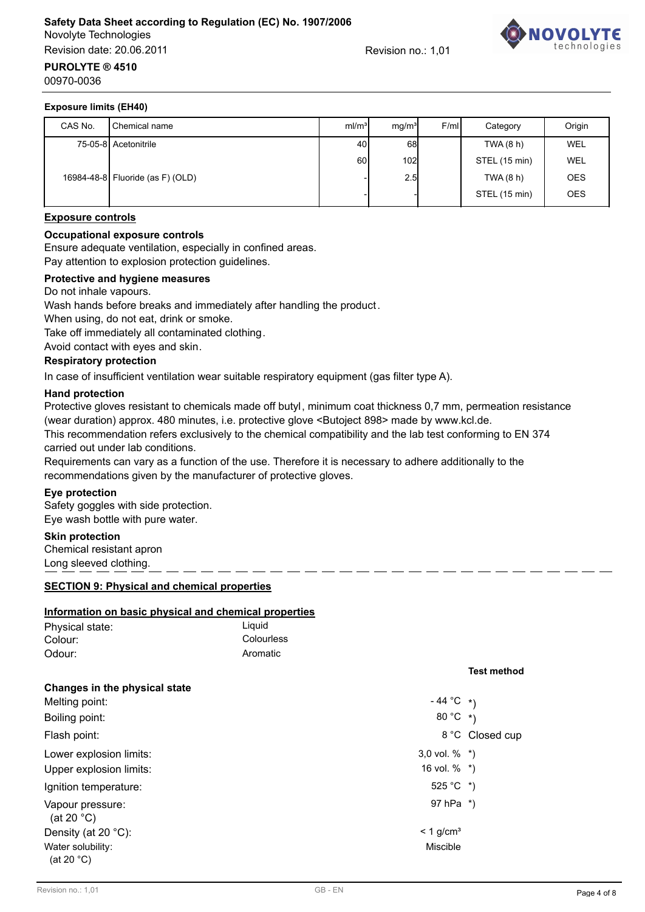**Exposure limits (EH40)**

| CAS No. | Chemical name | ml/m³ | mg/m³ | F/ml | Category | Origin |
|---|---|---|---|---|---|---|
| 75-05-8 | Acetonitrile | 40 | 68 | | TWA (8 h) | WEL |
| | | 60 | 102 | | STEL (15 min) | WEL |
| 16984-48-8 | Fluoride (as F) (OLD) | - | 2.5 | | TWA (8 h) | OES |
| | | - | - | | STEL (15 min) | OES |

## Exposure controls

### Occupational exposure controls

Ensure adequate ventilation, especially in confined areas.
Pay attention to explosion protection guidelines.

### Protective and hygiene measures

Do not inhale vapours.
Wash hands before breaks and immediately after handling the product.
When using, do not eat, drink or smoke.
Take off immediately all contaminated clothing.
Avoid contact with eyes and skin.

### Respiratory protection

In case of insufficient ventilation wear suitable respiratory equipment (gas filter type A).

### Hand protection

Protective gloves resistant to chemicals made off butyl, minimum coat thickness 0,7 mm, permeation resistance (wear duration) approx. 480 minutes, i.e. protective glove <Butoject 898> made by www.kcl.de.
This recommendation refers exclusively to the chemical compatibility and the lab test conforming to EN 374 carried out under lab conditions.
Requirements can vary as a function of the use. Therefore it is necessary to adhere additionally to the recommendations given by the manufacturer of protective gloves.

### Eye protection

Safety goggles with side protection.
Eye wash bottle with pure water.

### Skin protection

Chemical resistant apron
Long sleeved clothing.

---

## SECTION 9: Physical and chemical properties

### Information on basic physical and chemical properties

| | |
|---|---|
| Physical state: | Liquid |
| Colour: | Colourless |
| Odour: | Aromatic |

| | | Test method |
|---|---|---|
| **Changes in the physical state** | | |
| Melting point: | - 44 °C | *) |
| Boiling point: | 80 °C | *) |
| Flash point: | 8 °C | Closed cup |
| Lower explosion limits: | 3,0 vol. % | *) |
| Upper explosion limits: | 16 vol. % | *) |
| Ignition temperature: | 525 °C | *) |
| Vapour pressure: (at 20 °C) | 97 hPa | *) |
| Density (at 20 °C): | < 1 g/cm³ | |
| Water solubility: (at 20 °C) | Miscible | |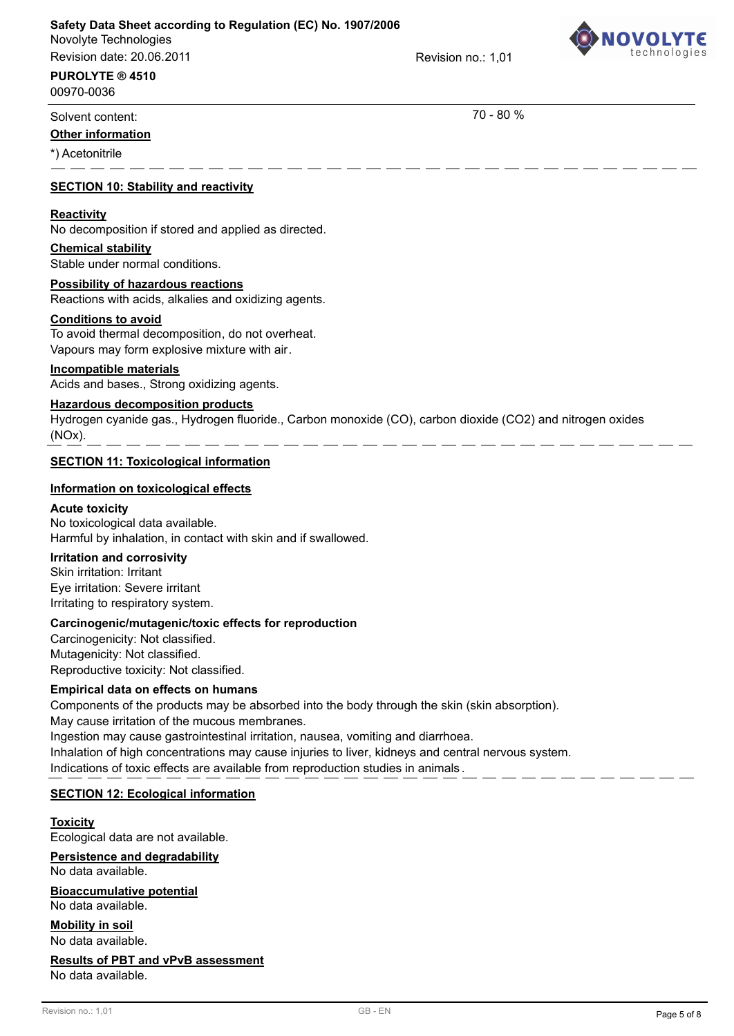Solvent content: 70 - 80 %

**Other information**

*) Acetonitrile

## SECTION 10: Stability and reactivity

**Reactivity**

No decomposition if stored and applied as directed.

**Chemical stability**

Stable under normal conditions.

**Possibility of hazardous reactions**

Reactions with acids, alkalies and oxidizing agents.

**Conditions to avoid**

To avoid thermal decomposition, do not overheat.
Vapours may form explosive mixture with air.

**Incompatible materials**

Acids and bases., Strong oxidizing agents.

**Hazardous decomposition products**

Hydrogen cyanide gas., Hydrogen fluoride., Carbon monoxide (CO), carbon dioxide ($CO_2$) and nitrogen oxides ($NO_x$).

## SECTION 11: Toxicological information

**Information on toxicological effects**

**Acute toxicity**

No toxicological data available.
Harmful by inhalation, in contact with skin and if swallowed.

**Irritation and corrosivity**

Skin irritation: Irritant
Eye irritation: Severe irritant
Irritating to respiratory system.

**Carcinogenic/mutagenic/toxic effects for reproduction**

Carcinogenicity: Not classified.
Mutagenicity: Not classified.
Reproductive toxicity: Not classified.

**Empirical data on effects on humans**

Components of the products may be absorbed into the body through the skin (skin absorption).
May cause irritation of the mucous membranes.
Ingestion may cause gastrointestinal irritation, nausea, vomiting and diarrhoea.
Inhalation of high concentrations may cause injuries to liver, kidneys and central nervous system.
Indications of toxic effects are available from reproduction studies in animals.

## SECTION 12: Ecological information

**Toxicity**

Ecological data are not available.

**Persistence and degradability**

No data available.

**Bioaccumulative potential**

No data available.

**Mobility in soil**

No data available.

**Results of PBT and vPvB assessment**

No data available.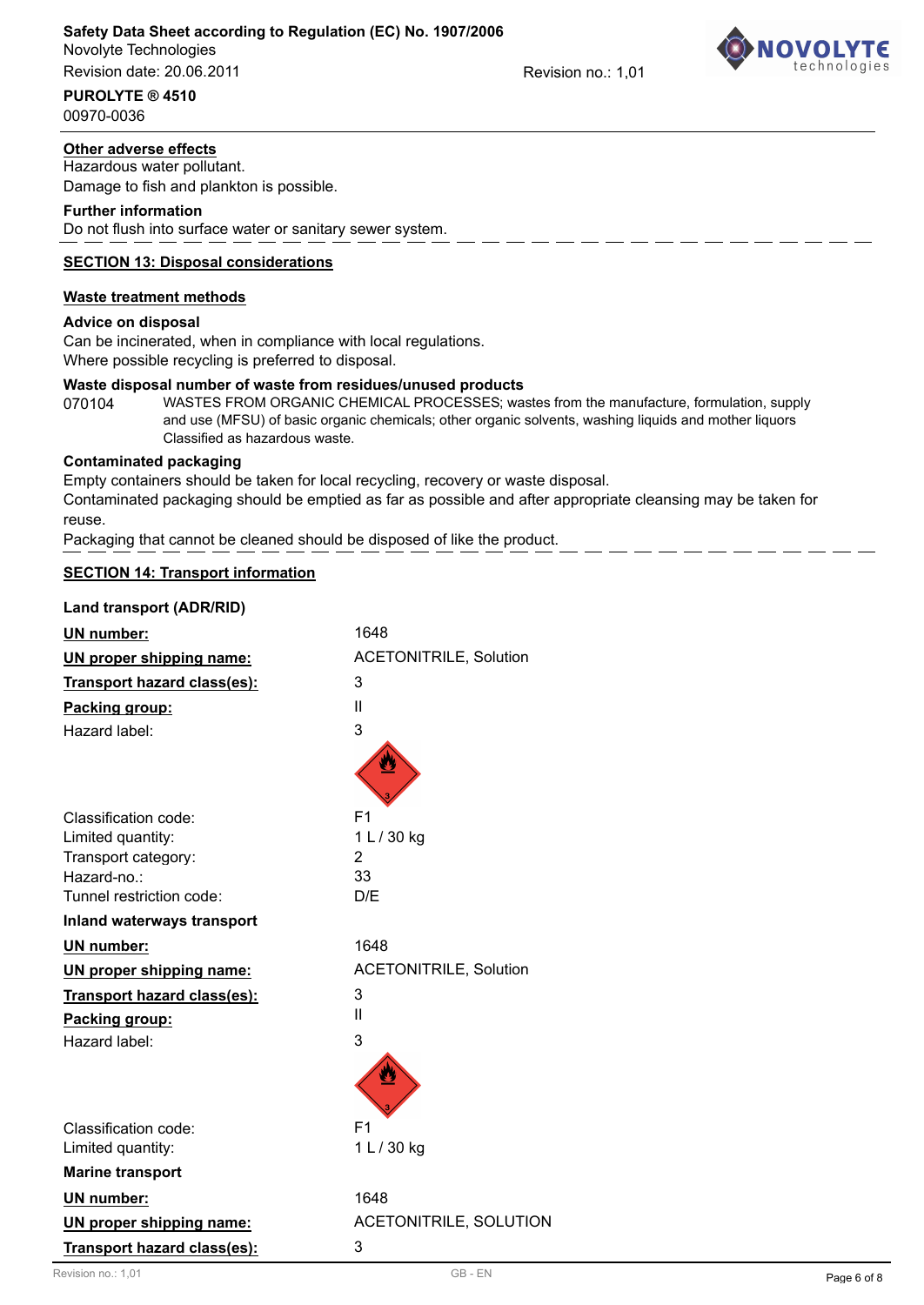**Other adverse effects**

Hazardous water pollutant.

Damage to fish and plankton is possible.

**Further information**

Do not flush into surface water or sanitary sewer system.

## SECTION 13: Disposal considerations

### Waste treatment methods

**Advice on disposal**

Can be incinerated, when in compliance with local regulations.

Where possible recycling is preferred to disposal.

**Waste disposal number of waste from residues/unused products**

070104 WASTES FROM ORGANIC CHEMICAL PROCESSES; wastes from the manufacture, formulation, supply and use (MFSU) of basic organic chemicals; other organic solvents, washing liquids and mother liquors
Classified as hazardous waste.

**Contaminated packaging**

Empty containers should be taken for local recycling, recovery or waste disposal.

Contaminated packaging should be emptied as far as possible and after appropriate cleansing may be taken for reuse.

Packaging that cannot be cleaned should be disposed of like the product.

## SECTION 14: Transport information

**Land transport (ADR/RID)**

| | |
|---|---|
| UN number: | 1648 |
| UN proper shipping name: | ACETONITRILE, Solution |
| Transport hazard class(es): | 3 |
| Packing group: | II |
| Hazard label: | 3 |
| Classification code: | F1 |
| Limited quantity: | 1 L / 30 kg |
| Transport category: | 2 |
| Hazard-no.: | 33 |
| Tunnel restriction code: | D/E |

**Inland waterways transport**

| | |
|---|---|
| UN number: | 1648 |
| UN proper shipping name: | ACETONITRILE, Solution |
| Transport hazard class(es): | 3 |
| Packing group: | II |
| Hazard label: | 3 |
| Classification code: | F1 |
| Limited quantity: | 1 L / 30 kg |

**Marine transport**

| | |
|---|---|
| UN number: | 1648 |
| UN proper shipping name: | ACETONITRILE, SOLUTION |
| Transport hazard class(es): | 3 |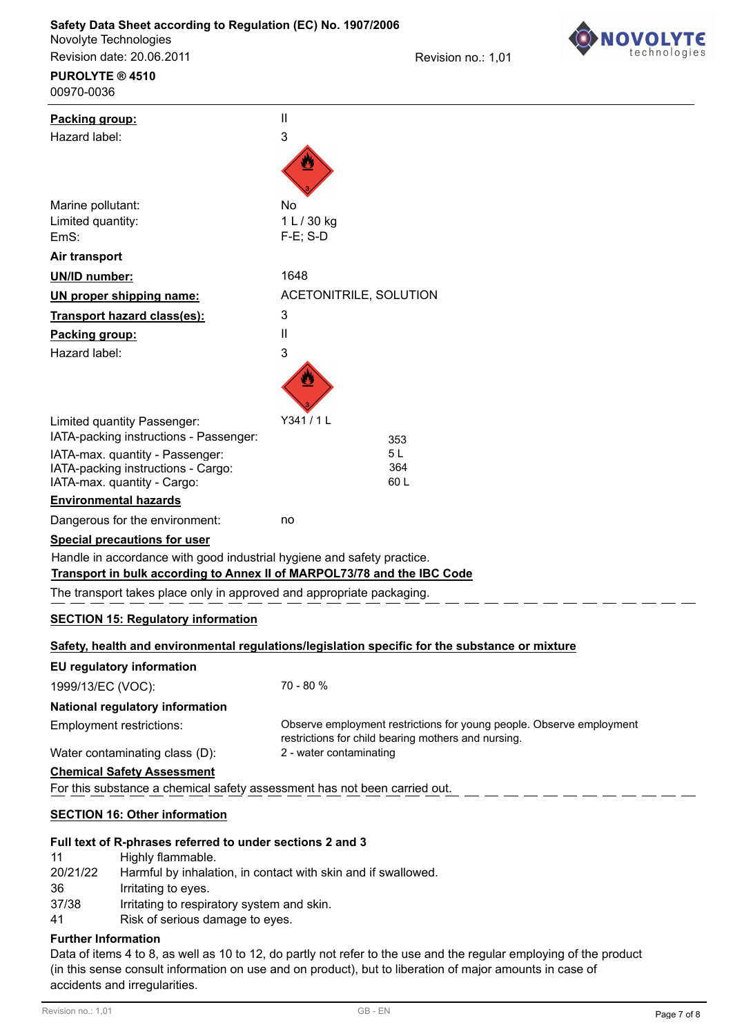| | |
|---|---|
| **Packing group:** | II |
| Hazard label: | 3 |
| Marine pollutant: | No |
| Limited quantity: | 1 L / 30 kg |
| EmS: | F-E; S-D |

**Air transport**

| | |
|---|---|
| **UN/ID number:** | 1648 |
| **UN proper shipping name:** | ACETONITRILE, SOLUTION |
| **Transport hazard class(es):** | 3 |
| **Packing group:** | II |
| Hazard label: | 3 |
| Limited quantity Passenger: | Y341 / 1 L |
| IATA-packing instructions - Passenger: | 353 |
| IATA-max. quantity - Passenger: | 5 L |
| IATA-packing instructions - Cargo: | 364 |
| IATA-max. quantity - Cargo: | 60 L |

**Environmental hazards**

Dangerous for the environment: no

**Special precautions for user**

Handle in accordance with good industrial hygiene and safety practice.

**Transport in bulk according to Annex II of MARPOL73/78 and the IBC Code**

The transport takes place only in approved and appropriate packaging.

## SECTION 15: Regulatory information

**Safety, health and environmental regulations/legislation specific for the substance or mixture**

**EU regulatory information**

1999/13/EC (VOC): 70 - 80 %

**National regulatory information**

Employment restrictions: Observe employment restrictions for young people. Observe employment restrictions for child bearing mothers and nursing.

Water contaminating class (D): 2 - water contaminating

**Chemical Safety Assessment**

For this substance a chemical safety assessment has not been carried out.

## SECTION 16: Other information

**Full text of R-phrases referred to under sections 2 and 3**

| | |
|---|---|
| 11 | Highly flammable. |
| 20/21/22 | Harmful by inhalation, in contact with skin and if swallowed. |
| 36 | Irritating to eyes. |
| 37/38 | Irritating to respiratory system and skin. |
| 41 | Risk of serious damage to eyes. |

**Further Information**

Data of items 4 to 8, as well as 10 to 12, do partly not refer to the use and the regular employing of the product (in this sense consult information on use and on product), but to liberation of major amounts in case of accidents and irregularities.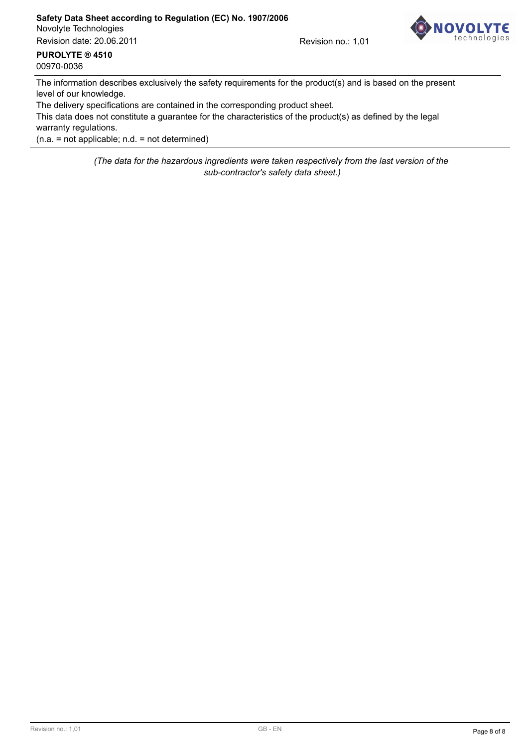The information describes exclusively the safety requirements for the product(s) and is based on the present level of our knowledge.

The delivery specifications are contained in the corresponding product sheet.

This data does not constitute a guarantee for the characteristics of the product(s) as defined by the legal warranty regulations.

(n.a. = not applicable; n.d. = not determined)

*(The data for the hazardous ingredients were taken respectively from the last version of the sub-contractor's safety data sheet.)*